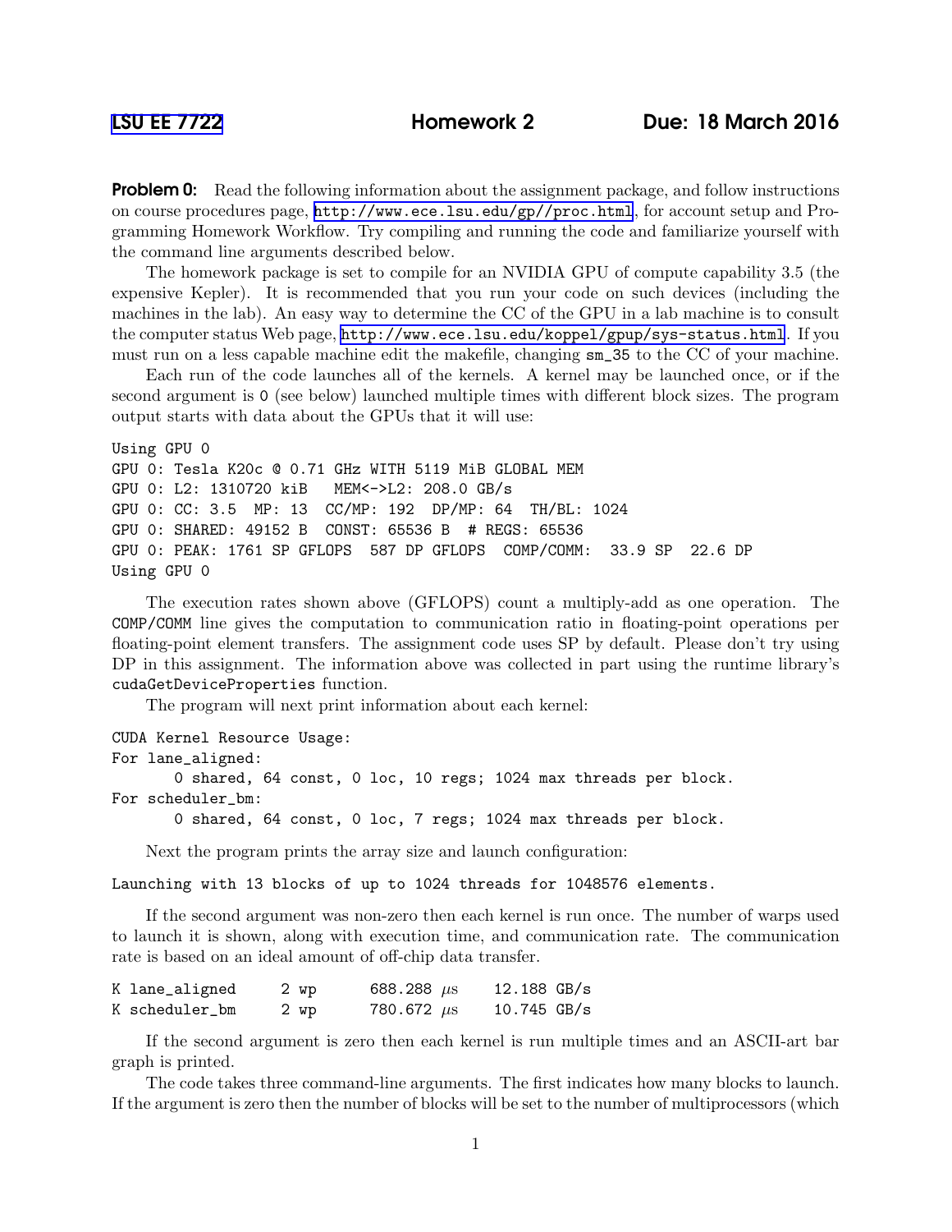# LSU EE 7722 Homework 2 Due: 18 March 2016

**Problem 0:** Read the following information about the assignment package, and follow instructions on course procedures page, http://www.ece.lsu.edu/gp//proc.html, for account setup and Programming Homework Workflow. Try compiling and running the code and familiarize yourself with the command line arguments described below.

The homework package is set to compile for an NVIDIA GPU of compute capability 3.5 (the expensive Kepler). It is recommended that you run your code on such devices (including the machines in the lab). An easy way to determine the CC of the GPU in a lab machine is to consult the computer status Web page, http://www.ece.lsu.edu/koppel/gpup/sys-status.html. If you must run on a less capable machine edit the makefile, changing `sm_35` to the CC of your machine.

Each run of the code launches all of the kernels. A kernel may be launched once, or if the second argument is `0` (see below) launched multiple times with different block sizes. The program output starts with data about the GPUs that it will use:

```
Using GPU 0
GPU 0: Tesla K20c @ 0.71 GHz WITH 5119 MiB GLOBAL MEM
GPU 0: L2: 1310720 kiB   MEM<->L2: 208.0 GB/s
GPU 0: CC: 3.5  MP: 13  CC/MP: 192  DP/MP: 64  TH/BL: 1024
GPU 0: SHARED: 49152 B  CONST: 65536 B  # REGS: 65536
GPU 0: PEAK: 1761 SP GFLOPS  587 DP GFLOPS  COMP/COMM:  33.9 SP  22.6 DP
Using GPU 0
```

The execution rates shown above (GFLOPS) count a multiply-add as one operation. The `COMP/COMM` line gives the computation to communication ratio in floating-point operations per floating-point element transfers. The assignment code uses SP by default. Please don't try using DP in this assignment. The information above was collected in part using the runtime library's `cudaGetDeviceProperties` function.

The program will next print information about each kernel:

```
CUDA Kernel Resource Usage:
For lane_aligned:
      0 shared, 64 const, 0 loc, 10 regs; 1024 max threads per block.
For scheduler_bm:
      0 shared, 64 const, 0 loc, 7 regs; 1024 max threads per block.
```

Next the program prints the array size and launch configuration:

```
Launching with 13 blocks of up to 1024 threads for 1048576 elements.
```

If the second argument was non-zero then each kernel is run once. The number of warps used to launch it is shown, along with execution time, and communication rate. The communication rate is based on an ideal amount of off-chip data transfer.

```
K lane_aligned     2 wp      688.288 μs     12.188 GB/s
K scheduler_bm     2 wp      780.672 μs     10.745 GB/s
```

If the second argument is zero then each kernel is run multiple times and an ASCII-art bar graph is printed.

The code takes three command-line arguments. The first indicates how many blocks to launch. If the argument is zero then the number of blocks will be set to the number of multiprocessors (which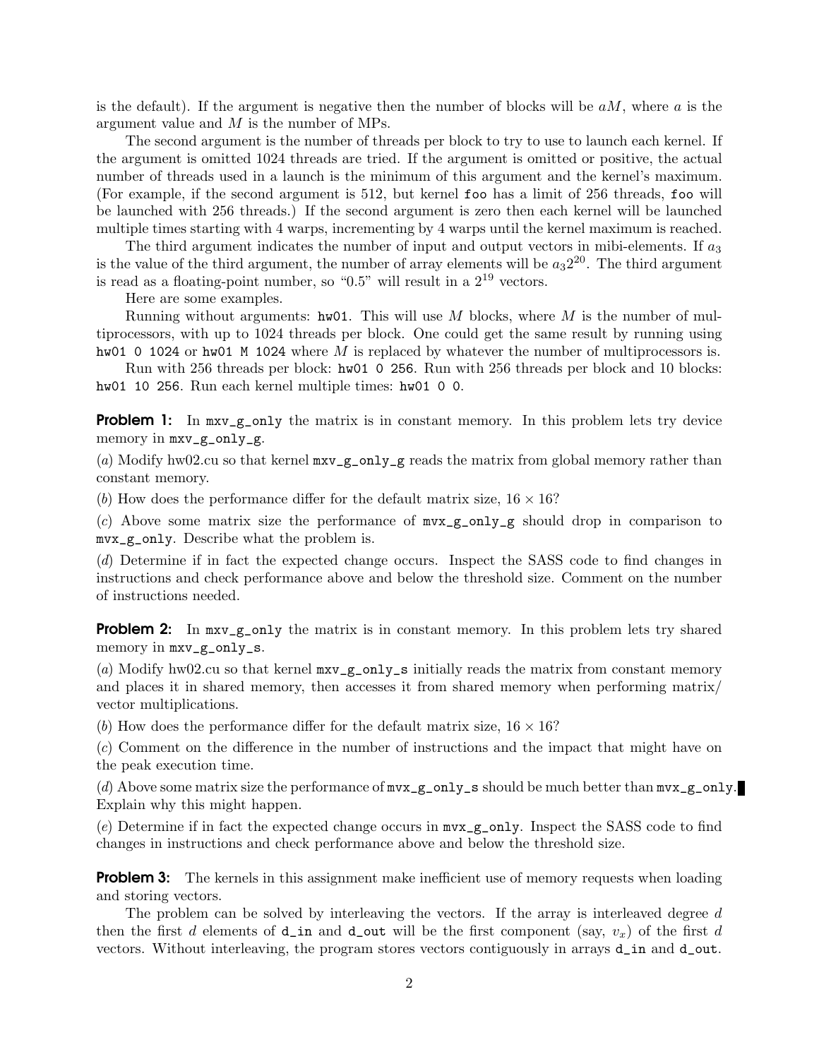is the default). If the argument is negative then the number of blocks will be $aM$, where $a$ is the argument value and $M$ is the number of MPs.

The second argument is the number of threads per block to try to use to launch each kernel. If the argument is omitted 1024 threads are tried. If the argument is omitted or positive, the actual number of threads used in a launch is the minimum of this argument and the kernel's maximum. (For example, if the second argument is 512, but kernel `foo` has a limit of 256 threads, `foo` will be launched with 256 threads.) If the second argument is zero then each kernel will be launched multiple times starting with 4 warps, incrementing by 4 warps until the kernel maximum is reached.

The third argument indicates the number of input and output vectors in mibi-elements. If $a_3$ is the value of the third argument, the number of array elements will be $a_3 2^{20}$. The third argument is read as a floating-point number, so "0.5" will result in a $2^{19}$ vectors.

Here are some examples.

Running without arguments: `hw01`. This will use $M$ blocks, where $M$ is the number of multiprocessors, with up to 1024 threads per block. One could get the same result by running using `hw01 0 1024` or `hw01 M 1024` where $M$ is replaced by whatever the number of multiprocessors is.

Run with 256 threads per block: `hw01 0 256`. Run with 256 threads per block and 10 blocks: `hw01 10 256`. Run each kernel multiple times: `hw01 0 0`.

**Problem 1:** In `mxv_g_only` the matrix is in constant memory. In this problem lets try device memory in `mxv_g_only_g`.

(*a*) Modify hw02.cu so that kernel `mxv_g_only_g` reads the matrix from global memory rather than constant memory.

(*b*) How does the performance differ for the default matrix size, $16 \times 16$?

(*c*) Above some matrix size the performance of `mvx_g_only_g` should drop in comparison to `mvx_g_only`. Describe what the problem is.

(*d*) Determine if in fact the expected change occurs. Inspect the SASS code to find changes in instructions and check performance above and below the threshold size. Comment on the number of instructions needed.

**Problem 2:** In `mxv_g_only` the matrix is in constant memory. In this problem lets try shared memory in `mxv_g_only_s`.

(*a*) Modify hw02.cu so that kernel `mxv_g_only_s` initially reads the matrix from constant memory and places it in shared memory, then accesses it from shared memory when performing matrix/vector multiplications.

(*b*) How does the performance differ for the default matrix size, $16 \times 16$?

(*c*) Comment on the difference in the number of instructions and the impact that might have on the peak execution time.

(*d*) Above some matrix size the performance of `mvx_g_only_s` should be much better than `mvx_g_only`. Explain why this might happen.

(*e*) Determine if in fact the expected change occurs in `mvx_g_only`. Inspect the SASS code to find changes in instructions and check performance above and below the threshold size.

**Problem 3:** The kernels in this assignment make inefficient use of memory requests when loading and storing vectors.

The problem can be solved by interleaving the vectors. If the array is interleaved degree $d$ then the first $d$ elements of `d_in` and `d_out` will be the first component (say, $v_x$) of the first $d$ vectors. Without interleaving, the program stores vectors contiguously in arrays `d_in` and `d_out`.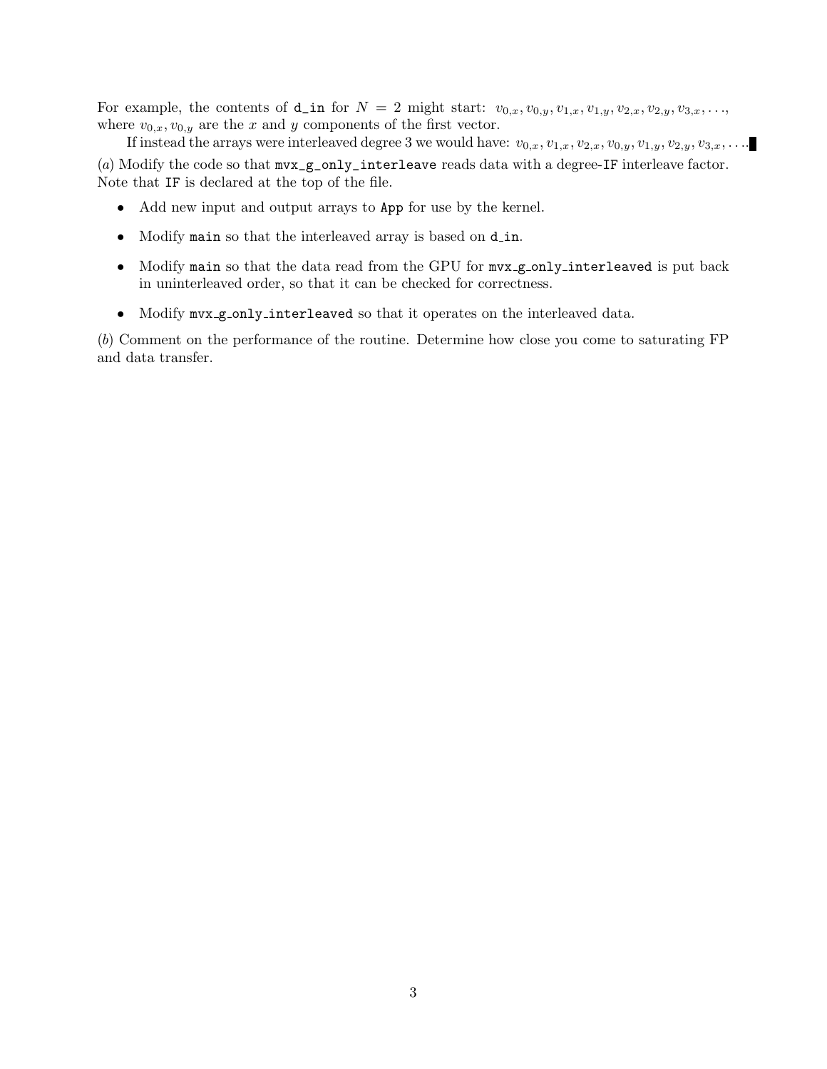For example, the contents of `d_in` for $N = 2$ might start: $v_{0,x}, v_{0,y}, v_{1,x}, v_{1,y}, v_{2,x}, v_{2,y}, v_{3,x}, \ldots$, where $v_{0,x}, v_{0,y}$ are the $x$ and $y$ components of the first vector.

If instead the arrays were interleaved degree 3 we would have: $v_{0,x}, v_{1,x}, v_{2,x}, v_{0,y}, v_{1,y}, v_{2,y}, v_{3,x}, \ldots$.

(*a*) Modify the code so that `mvx_g_only_interleave` reads data with a degree-`IF` interleave factor. Note that `IF` is declared at the top of the file.

- Add new input and output arrays to `App` for use by the kernel.
- Modify `main` so that the interleaved array is based on `d_in`.
- Modify `main` so that the data read from the GPU for `mvx_g_only_interleaved` is put back in uninterleaved order, so that it can be checked for correctness.
- Modify `mvx_g_only_interleaved` so that it operates on the interleaved data.

(*b*) Comment on the performance of the routine. Determine how close you come to saturating FP and data transfer.